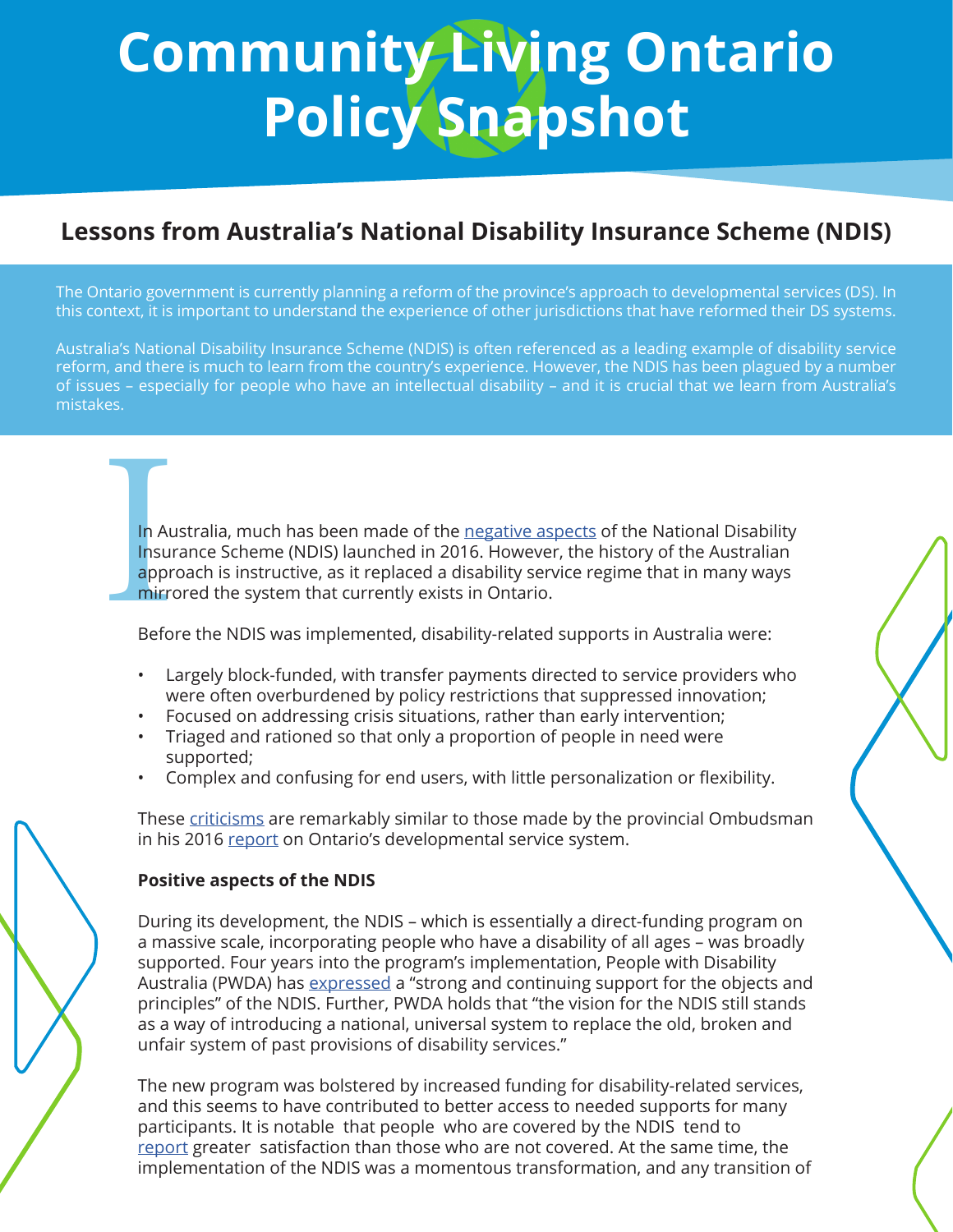# Community Living Ontario Policy Snapshot

## Lessons from Australia's National Disability Insurance Scheme (NDIS)

The Ontario government is currently planning a reform of the province's approach to developmental services (DS). In this context, it is important to understand the experience of other jurisdictions that have reformed their DS systems.

Australia's National Disability Insurance Scheme (NDIS) is often referenced as a leading example of disability service reform, and there is much to learn from the country's experience. However, the NDIS has been plagued by a number of issues – especially for people who have an intellectual disability – and it is crucial that we learn from Australia's mistakes.

In Australia, much has been made of the negative aspects of the National Disability Insurance Scheme (NDIS) launched in 2016. However, the history of the Australian approach is instructive, as it replaced a disability service regime that in many ways mirrored the system that currently exists in Ontario.

Before the NDIS was implemented, disability-related supports in Australia were:

- Largely block-funded, with transfer payments directed to service providers who were often overburdened by policy restrictions that suppressed innovation;
- Focused on addressing crisis situations, rather than early intervention;
- Triaged and rationed so that only a proportion of people in need were supported;
- Complex and confusing for end users, with little personalization or flexibility.

These criticisms are remarkably similar to those made by the provincial Ombudsman in his 2016 report on Ontario's developmental service system.

**Positive aspects of the NDIS**

During its development, the NDIS – which is essentially a direct-funding program on a massive scale, incorporating people who have a disability of all ages – was broadly supported. Four years into the program's implementation, People with Disability Australia (PWDA) has expressed a "strong and continuing support for the objects and principles" of the NDIS. Further, PWDA holds that "the vision for the NDIS still stands as a way of introducing a national, universal system to replace the old, broken and unfair system of past provisions of disability services."

The new program was bolstered by increased funding for disability-related services, and this seems to have contributed to better access to needed supports for many participants. It is notable that people who are covered by the NDIS tend to report greater satisfaction than those who are not covered. At the same time, the implementation of the NDIS was a momentous transformation, and any transition of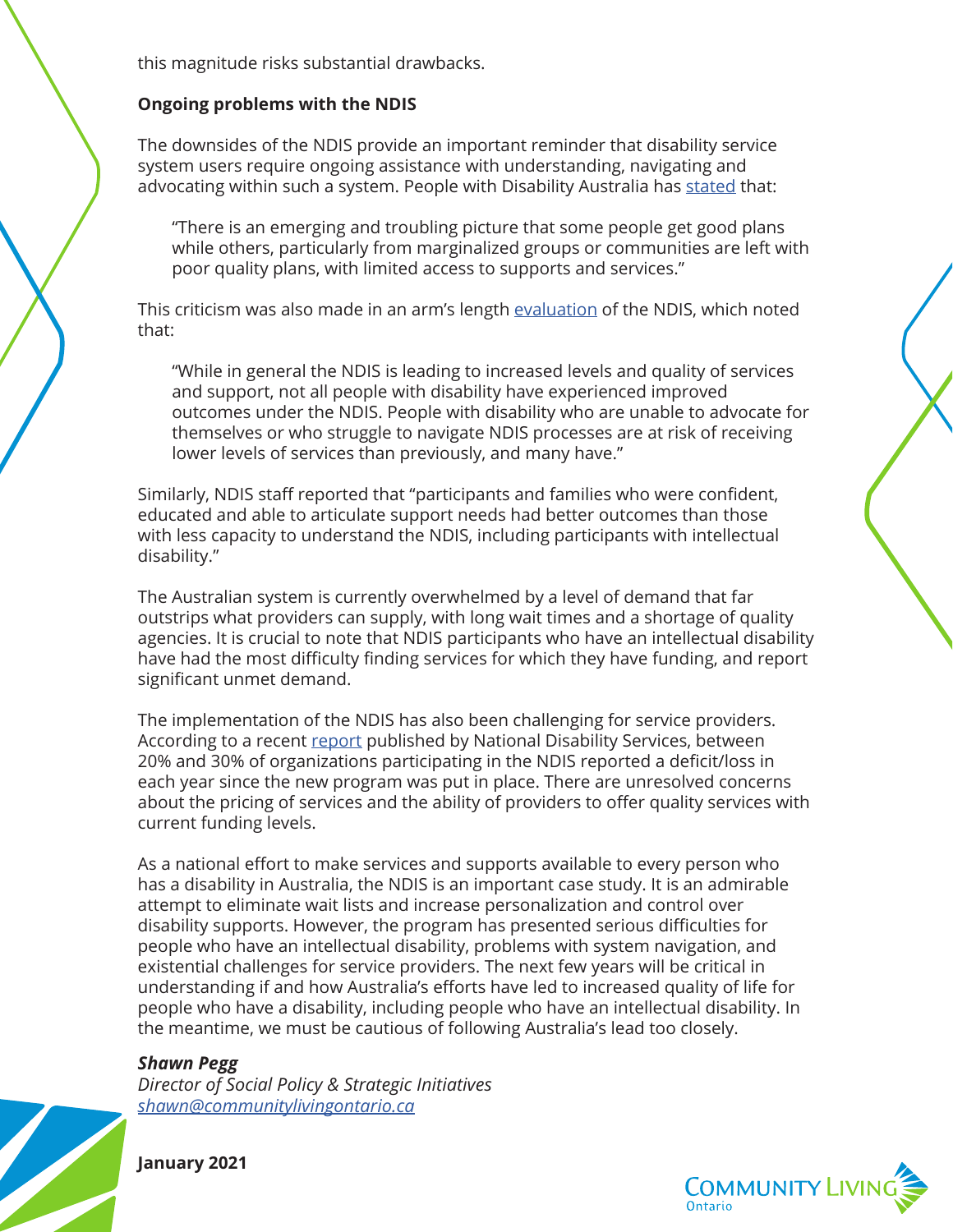this magnitude risks substantial drawbacks.

**Ongoing problems with the NDIS**

The downsides of the NDIS provide an important reminder that disability service system users require ongoing assistance with understanding, navigating and advocating within such a system. People with Disability Australia has stated that:

> "There is an emerging and troubling picture that some people get good plans while others, particularly from marginalized groups or communities are left with poor quality plans, with limited access to supports and services."

This criticism was also made in an arm's length evaluation of the NDIS, which noted that:

> "While in general the NDIS is leading to increased levels and quality of services and support, not all people with disability have experienced improved outcomes under the NDIS. People with disability who are unable to advocate for themselves or who struggle to navigate NDIS processes are at risk of receiving lower levels of services than previously, and many have."

Similarly, NDIS staff reported that "participants and families who were confident, educated and able to articulate support needs had better outcomes than those with less capacity to understand the NDIS, including participants with intellectual disability."

The Australian system is currently overwhelmed by a level of demand that far outstrips what providers can supply, with long wait times and a shortage of quality agencies. It is crucial to note that NDIS participants who have an intellectual disability have had the most difficulty finding services for which they have funding, and report significant unmet demand.

The implementation of the NDIS has also been challenging for service providers. According to a recent report published by National Disability Services, between 20% and 30% of organizations participating in the NDIS reported a deficit/loss in each year since the new program was put in place. There are unresolved concerns about the pricing of services and the ability of providers to offer quality services with current funding levels.

As a national effort to make services and supports available to every person who has a disability in Australia, the NDIS is an important case study. It is an admirable attempt to eliminate wait lists and increase personalization and control over disability supports. However, the program has presented serious difficulties for people who have an intellectual disability, problems with system navigation, and existential challenges for service providers. The next few years will be critical in understanding if and how Australia's efforts have led to increased quality of life for people who have a disability, including people who have an intellectual disability. In the meantime, we must be cautious of following Australia's lead too closely.

***Shawn Pegg***
*Director of Social Policy & Strategic Initiatives*
*shawn@communitylivingontario.ca*

**January 2021**

Community Living Ontario